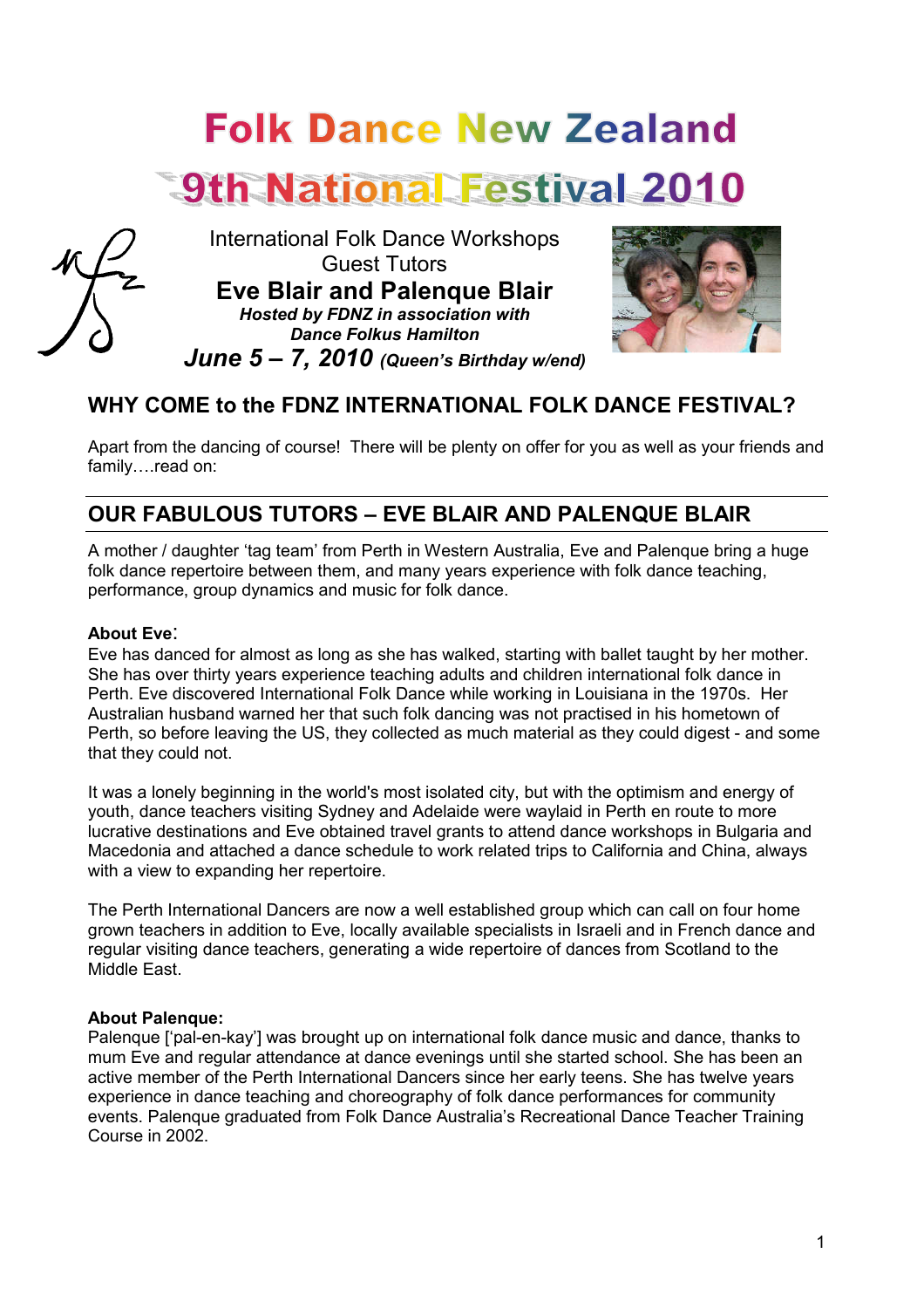# Folk Dance New Zealand

# 9th National Festival 2010

International Folk Dance Workshops
Guest Tutors

**Eve Blair and Palenque Blair**

***Hosted by FDNZ in association with Dance Folkus Hamilton***

***June 5 – 7, 2010** (Queen's Birthday w/end)*

## WHY COME to the FDNZ INTERNATIONAL FOLK DANCE FESTIVAL?

Apart from the dancing of course! There will be plenty on offer for you as well as your friends and family….read on:

## OUR FABULOUS TUTORS – EVE BLAIR AND PALENQUE BLAIR

A mother / daughter 'tag team' from Perth in Western Australia, Eve and Palenque bring a huge folk dance repertoire between them, and many years experience with folk dance teaching, performance, group dynamics and music for folk dance.

**About Eve**:

Eve has danced for almost as long as she has walked, starting with ballet taught by her mother. She has over thirty years experience teaching adults and children international folk dance in Perth. Eve discovered International Folk Dance while working in Louisiana in the 1970s. Her Australian husband warned her that such folk dancing was not practised in his hometown of Perth, so before leaving the US, they collected as much material as they could digest - and some that they could not.

It was a lonely beginning in the world's most isolated city, but with the optimism and energy of youth, dance teachers visiting Sydney and Adelaide were waylaid in Perth en route to more lucrative destinations and Eve obtained travel grants to attend dance workshops in Bulgaria and Macedonia and attached a dance schedule to work related trips to California and China, always with a view to expanding her repertoire.

The Perth International Dancers are now a well established group which can call on four home grown teachers in addition to Eve, locally available specialists in Israeli and in French dance and regular visiting dance teachers, generating a wide repertoire of dances from Scotland to the Middle East.

**About Palenque:**

Palenque ['pal-en-kay'] was brought up on international folk dance music and dance, thanks to mum Eve and regular attendance at dance evenings until she started school. She has been an active member of the Perth International Dancers since her early teens. She has twelve years experience in dance teaching and choreography of folk dance performances for community events. Palenque graduated from Folk Dance Australia's Recreational Dance Teacher Training Course in 2002.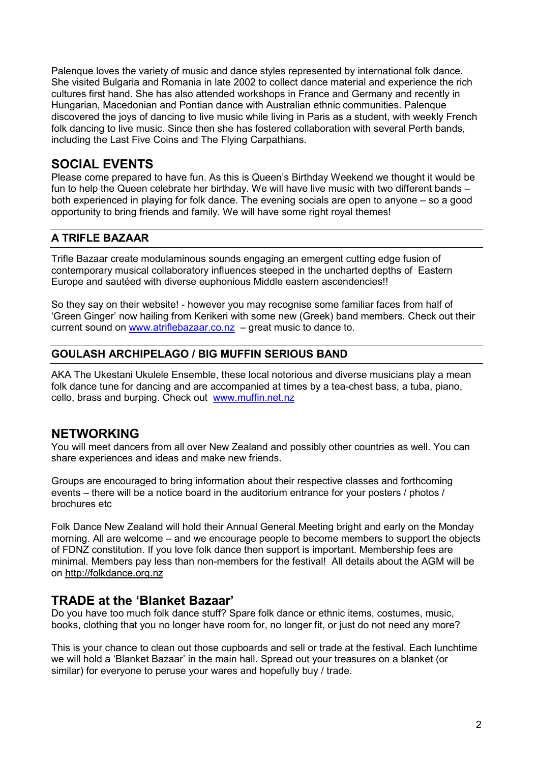Palenque loves the variety of music and dance styles represented by international folk dance. She visited Bulgaria and Romania in late 2002 to collect dance material and experience the rich cultures first hand. She has also attended workshops in France and Germany and recently in Hungarian, Macedonian and Pontian dance with Australian ethnic communities. Palenque discovered the joys of dancing to live music while living in Paris as a student, with weekly French folk dancing to live music. Since then she has fostered collaboration with several Perth bands, including the Last Five Coins and The Flying Carpathians.

## SOCIAL EVENTS

Please come prepared to have fun. As this is Queen's Birthday Weekend we thought it would be fun to help the Queen celebrate her birthday. We will have live music with two different bands – both experienced in playing for folk dance. The evening socials are open to anyone – so a good opportunity to bring friends and family. We will have some right royal themes!

### A TRIFLE BAZAAR

Trifle Bazaar create modulaminous sounds engaging an emergent cutting edge fusion of contemporary musical collaboratory influences steeped in the uncharted depths of Eastern Europe and sautéed with diverse euphonious Middle eastern ascendencies!!

So they say on their website! - however you may recognise some familiar faces from half of 'Green Ginger' now hailing from Kerikeri with some new (Greek) band members. Check out their current sound on www.atriflebazaar.co.nz – great music to dance to.

### GOULASH ARCHIPELAGO / BIG MUFFIN SERIOUS BAND

AKA The Ukestani Ukulele Ensemble, these local notorious and diverse musicians play a mean folk dance tune for dancing and are accompanied at times by a tea-chest bass, a tuba, piano, cello, brass and burping. Check out www.muffin.net.nz

## NETWORKING

You will meet dancers from all over New Zealand and possibly other countries as well. You can share experiences and ideas and make new friends.

Groups are encouraged to bring information about their respective classes and forthcoming events – there will be a notice board in the auditorium entrance for your posters / photos / brochures etc

Folk Dance New Zealand will hold their Annual General Meeting bright and early on the Monday morning. All are welcome – and we encourage people to become members to support the objects of FDNZ constitution. If you love folk dance then support is important. Membership fees are minimal. Members pay less than non-members for the festival! All details about the AGM will be on http://folkdance.org.nz

## TRADE at the 'Blanket Bazaar'

Do you have too much folk dance stuff? Spare folk dance or ethnic items, costumes, music, books, clothing that you no longer have room for, no longer fit, or just do not need any more?

This is your chance to clean out those cupboards and sell or trade at the festival. Each lunchtime we will hold a 'Blanket Bazaar' in the main hall. Spread out your treasures on a blanket (or similar) for everyone to peruse your wares and hopefully buy / trade.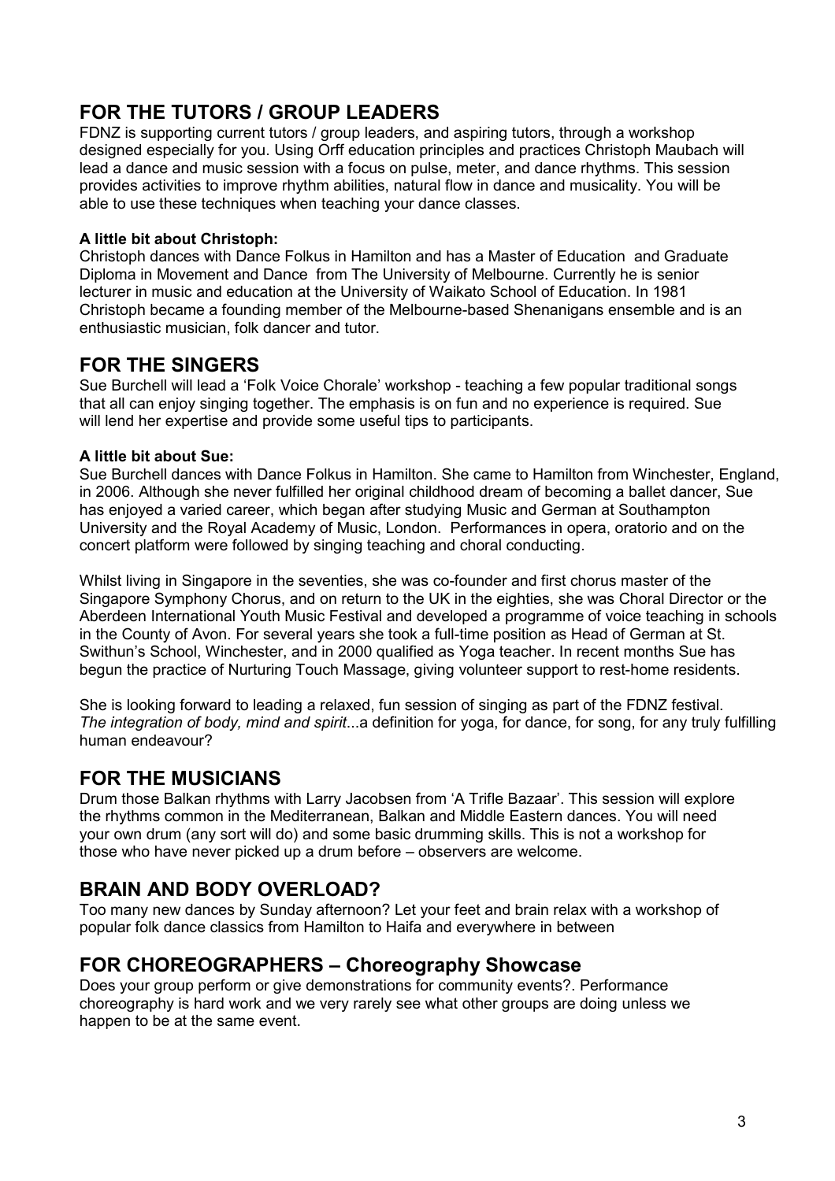## FOR THE TUTORS / GROUP LEADERS

FDNZ is supporting current tutors / group leaders, and aspiring tutors, through a workshop designed especially for you. Using Orff education principles and practices Christoph Maubach will lead a dance and music session with a focus on pulse, meter, and dance rhythms. This session provides activities to improve rhythm abilities, natural flow in dance and musicality. You will be able to use these techniques when teaching your dance classes.

**A little bit about Christoph:**

Christoph dances with Dance Folkus in Hamilton and has a Master of Education and Graduate Diploma in Movement and Dance from The University of Melbourne. Currently he is senior lecturer in music and education at the University of Waikato School of Education. In 1981 Christoph became a founding member of the Melbourne-based Shenanigans ensemble and is an enthusiastic musician, folk dancer and tutor.

## FOR THE SINGERS

Sue Burchell will lead a 'Folk Voice Chorale' workshop - teaching a few popular traditional songs that all can enjoy singing together. The emphasis is on fun and no experience is required. Sue will lend her expertise and provide some useful tips to participants.

**A little bit about Sue:**

Sue Burchell dances with Dance Folkus in Hamilton. She came to Hamilton from Winchester, England, in 2006. Although she never fulfilled her original childhood dream of becoming a ballet dancer, Sue has enjoyed a varied career, which began after studying Music and German at Southampton University and the Royal Academy of Music, London. Performances in opera, oratorio and on the concert platform were followed by singing teaching and choral conducting.

Whilst living in Singapore in the seventies, she was co-founder and first chorus master of the Singapore Symphony Chorus, and on return to the UK in the eighties, she was Choral Director or the Aberdeen International Youth Music Festival and developed a programme of voice teaching in schools in the County of Avon. For several years she took a full-time position as Head of German at St. Swithun's School, Winchester, and in 2000 qualified as Yoga teacher. In recent months Sue has begun the practice of Nurturing Touch Massage, giving volunteer support to rest-home residents.

She is looking forward to leading a relaxed, fun session of singing as part of the FDNZ festival. *The integration of body, mind and spirit*...a definition for yoga, for dance, for song, for any truly fulfilling human endeavour?

## FOR THE MUSICIANS

Drum those Balkan rhythms with Larry Jacobsen from 'A Trifle Bazaar'. This session will explore the rhythms common in the Mediterranean, Balkan and Middle Eastern dances. You will need your own drum (any sort will do) and some basic drumming skills. This is not a workshop for those who have never picked up a drum before – observers are welcome.

## BRAIN AND BODY OVERLOAD?

Too many new dances by Sunday afternoon? Let your feet and brain relax with a workshop of popular folk dance classics from Hamilton to Haifa and everywhere in between

## FOR CHOREOGRAPHERS – Choreography Showcase

Does your group perform or give demonstrations for community events?. Performance choreography is hard work and we very rarely see what other groups are doing unless we happen to be at the same event.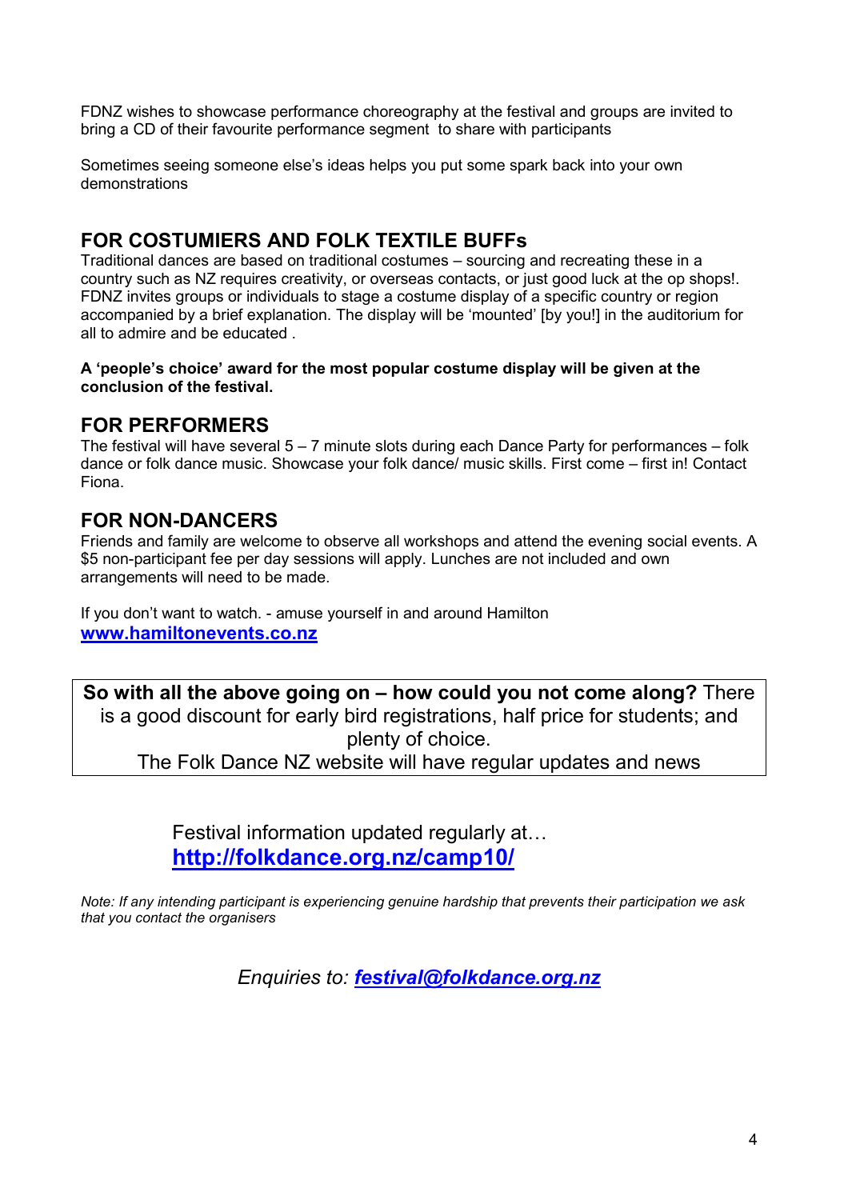FDNZ wishes to showcase performance choreography at the festival and groups are invited to bring a CD of their favourite performance segment to share with participants

Sometimes seeing someone else's ideas helps you put some spark back into your own demonstrations

## FOR COSTUMIERS AND FOLK TEXTILE BUFFs

Traditional dances are based on traditional costumes – sourcing and recreating these in a country such as NZ requires creativity, or overseas contacts, or just good luck at the op shops!. FDNZ invites groups or individuals to stage a costume display of a specific country or region accompanied by a brief explanation. The display will be 'mounted' [by you!] in the auditorium for all to admire and be educated .

**A 'people's choice' award for the most popular costume display will be given at the conclusion of the festival.**

## FOR PERFORMERS

The festival will have several 5 – 7 minute slots during each Dance Party for performances – folk dance or folk dance music. Showcase your folk dance/ music skills. First come – first in! Contact Fiona.

## FOR NON-DANCERS

Friends and family are welcome to observe all workshops and attend the evening social events. A $5 non-participant fee per day sessions will apply. Lunches are not included and own arrangements will need to be made.

If you don't want to watch. - amuse yourself in and around Hamilton
**www.hamiltonevents.co.nz**

**So with all the above going on – how could you not come along?** There is a good discount for early bird registrations, half price for students; and plenty of choice.
The Folk Dance NZ website will have regular updates and news

Festival information updated regularly at…
**http://folkdance.org.nz/camp10/**

*Note: If any intending participant is experiencing genuine hardship that prevents their participation we ask that you contact the organisers*

*Enquiries to:* ***festival@folkdance.org.nz***